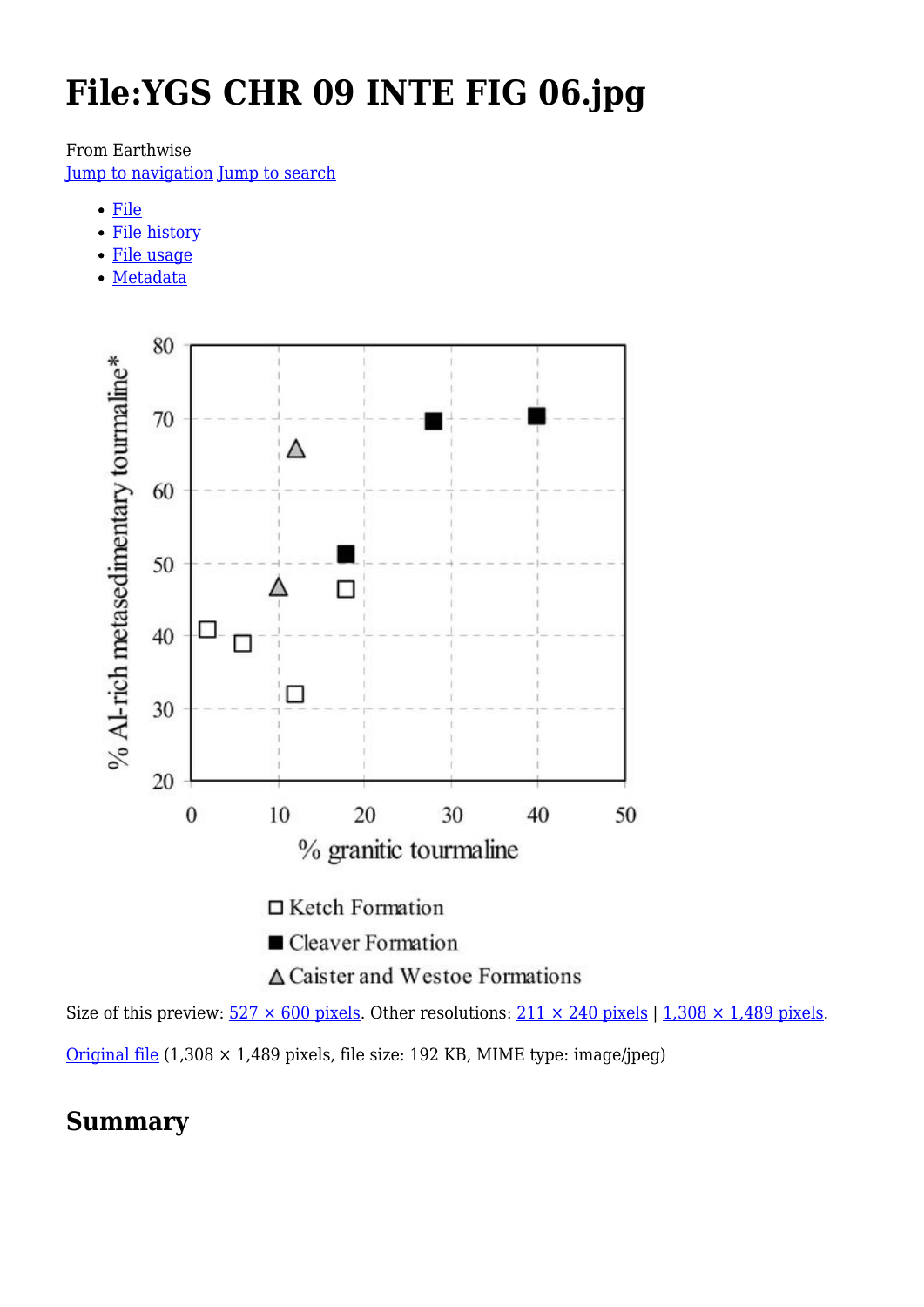# File:YGS CHR 09 INTE FIG 06.jpg

From Earthwise

Jump to navigation Jump to search

- File
- File history
- File usage
- Metadata

Size of this preview: 527 × 600 pixels. Other resolutions: 211 × 240 pixels | 1,308 × 1,489 pixels.

Original file (1,308 × 1,489 pixels, file size: 192 KB, MIME type: image/jpeg)

## Summary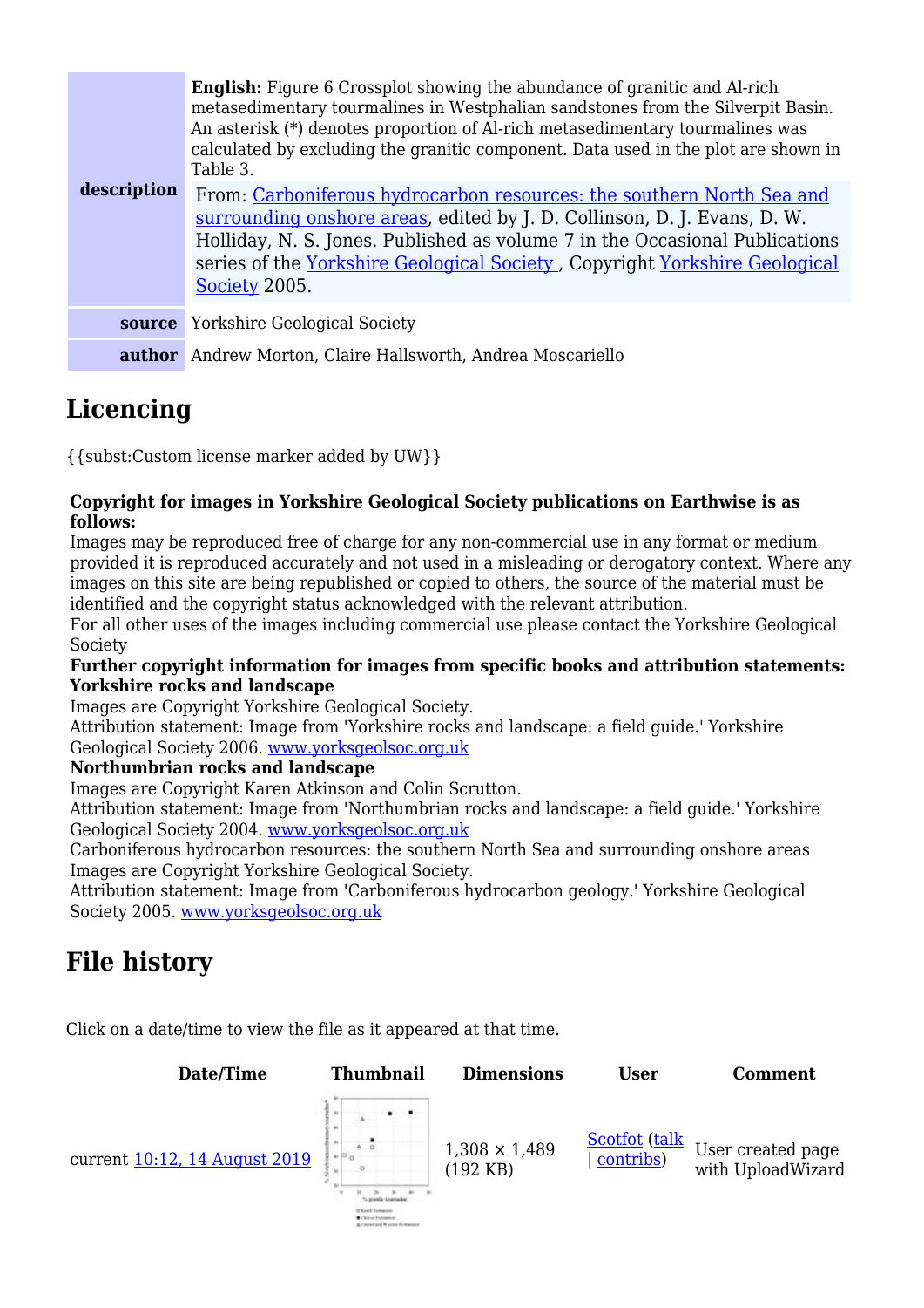| | |
|---|---|
| **description** | **English:** Figure 6 Crossplot showing the abundance of granitic and Al-rich metasedimentary tourmalines in Westphalian sandstones from the Silverpit Basin. An asterisk (*) denotes proportion of Al-rich metasedimentary tourmalines was calculated by excluding the granitic component. Data used in the plot are shown in Table 3. From: Carboniferous hydrocarbon resources: the southern North Sea and surrounding onshore areas, edited by J. D. Collinson, D. J. Evans, D. W. Holliday, N. S. Jones. Published as volume 7 in the Occasional Publications series of the Yorkshire Geological Society , Copyright Yorkshire Geological Society 2005. |
| **source** | Yorkshire Geological Society |
| **author** | Andrew Morton, Claire Hallsworth, Andrea Moscariello |

## Licencing

{{subst:Custom license marker added by UW}}

**Copyright for images in Yorkshire Geological Society publications on Earthwise is as follows:**
Images may be reproduced free of charge for any non-commercial use in any format or medium provided it is reproduced accurately and not used in a misleading or derogatory context. Where any images on this site are being republished or copied to others, the source of the material must be identified and the copyright status acknowledged with the relevant attribution.
For all other uses of the images including commercial use please contact the Yorkshire Geological Society
**Further copyright information for images from specific books and attribution statements:**
**Yorkshire rocks and landscape**
Images are Copyright Yorkshire Geological Society.
Attribution statement: Image from 'Yorkshire rocks and landscape: a field guide.' Yorkshire Geological Society 2006. www.yorksgeolsoc.org.uk
**Northumbrian rocks and landscape**
Images are Copyright Karen Atkinson and Colin Scrutton.
Attribution statement: Image from 'Northumbrian rocks and landscape: a field guide.' Yorkshire Geological Society 2004. www.yorksgeolsoc.org.uk
Carboniferous hydrocarbon resources: the southern North Sea and surrounding onshore areas
Images are Copyright Yorkshire Geological Society.
Attribution statement: Image from 'Carboniferous hydrocarbon geology.' Yorkshire Geological Society 2005. www.yorksgeolsoc.org.uk

## File history

Click on a date/time to view the file as it appeared at that time.

| Date/Time | Thumbnail | Dimensions | User | Comment |
|---|---|---|---|---|
| current 10:12, 14 August 2019 | | 1,308 × 1,489 (192 KB) | Scotfot (talk \| contribs) | User created page with UploadWizard |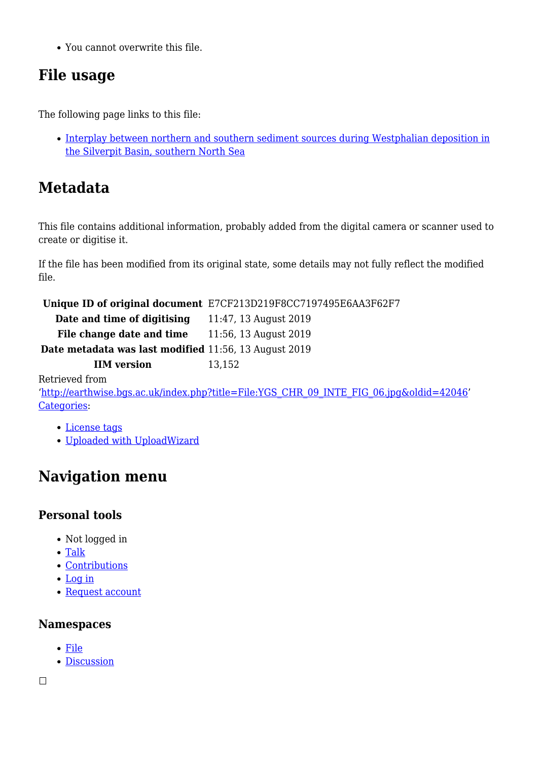- You cannot overwrite this file.

## File usage

The following page links to this file:

- [Interplay between northern and southern sediment sources during Westphalian deposition in the Silverpit Basin, southern North Sea](#)

## Metadata

This file contains additional information, probably added from the digital camera or scanner used to create or digitise it.

If the file has been modified from its original state, some details may not fully reflect the modified file.

| | |
|---|---|
| **Unique ID of original document** | E7CF213D219F8CC7197495E6AA3F62F7 |
| **Date and time of digitising** | 11:47, 13 August 2019 |
| **File change date and time** | 11:56, 13 August 2019 |
| **Date metadata was last modified** | 11:56, 13 August 2019 |
| **IIM version** | 13,152 |

Retrieved from 'http://earthwise.bgs.ac.uk/index.php?title=File:YGS_CHR_09_INTE_FIG_06.jpg&oldid=42046'
Categories:

- License tags
- Uploaded with UploadWizard

## Navigation menu

### Personal tools

- Not logged in
- Talk
- Contributions
- Log in
- Request account

### Namespaces

- File
- Discussion

☐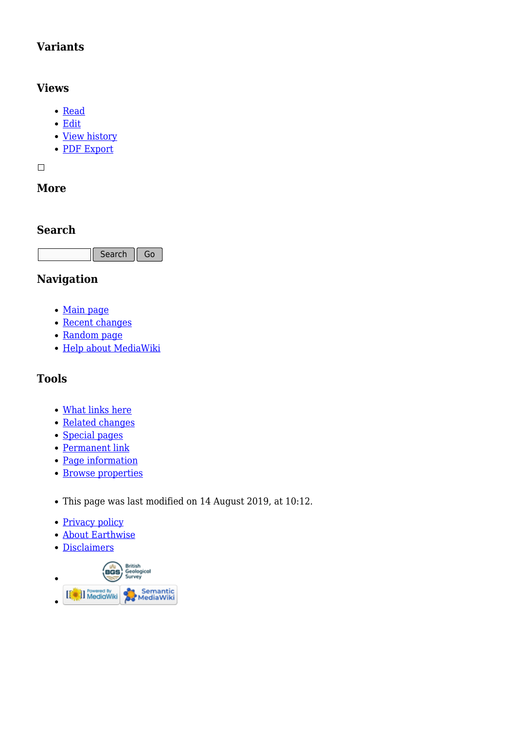### Variants

### Views

- Read
- Edit
- View history
- PDF Export

### More

### Search

Search Go

### Navigation

- Main page
- Recent changes
- Random page
- Help about MediaWiki

### Tools

- What links here
- Related changes
- Special pages
- Permanent link
- Page information
- Browse properties

- This page was last modified on 14 August 2019, at 10:12.

- Privacy policy
- About Earthwise
- Disclaimers